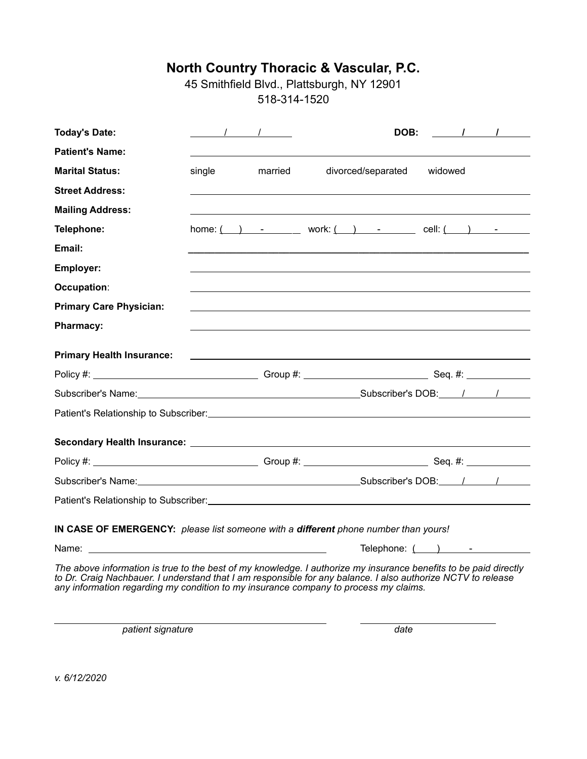# North Country Thoracic & Vascular, P.C.

45 Smithfield Blvd., Plattsburgh, NY 12901

518-314-1520

**Today's Date:** ______/______/______ **DOB:** ______/______/______

**Patient's Name:** ____________________________________________

**Marital Status:** single married divorced/separated widowed

**Street Address:** ____________________________________________

**Mailing Address:** ____________________________________________

**Telephone:** home: (   ) - work: (   ) - cell: (   ) -

**Email:** ____________________________________________

**Employer:** ____________________________________________

**Occupation**: ____________________________________________

**Primary Care Physician:** ____________________________________________

**Pharmacy:** ____________________________________________

**Primary Health Insurance:** ____________________________________________

Policy #: ______________ Group #: ______________ Seq. #: ______________

Subscriber's Name: ______________________ Subscriber's DOB: ____/____/____

Patient's Relationship to Subscriber: ____________________________________________

**Secondary Health Insurance:** ____________________________________________

Policy #: ______________ Group #: ______________ Seq. #: ______________

Subscriber's Name: ______________________ Subscriber's DOB: ____/____/____

Patient's Relationship to Subscriber: ____________________________________________

**IN CASE OF EMERGENCY:** *please list someone with a* ***different*** *phone number than yours!*

Name: ______________________ Telephone: (   ) -

*The above information is true to the best of my knowledge. I authorize my insurance benefits to be paid directly to Dr. Craig Nachbauer. I understand that I am responsible for any balance. I also authorize NCTV to release any information regarding my condition to my insurance company to process my claims.*

______________________________ ______________________

*patient signature* *date*

*v. 6/12/2020*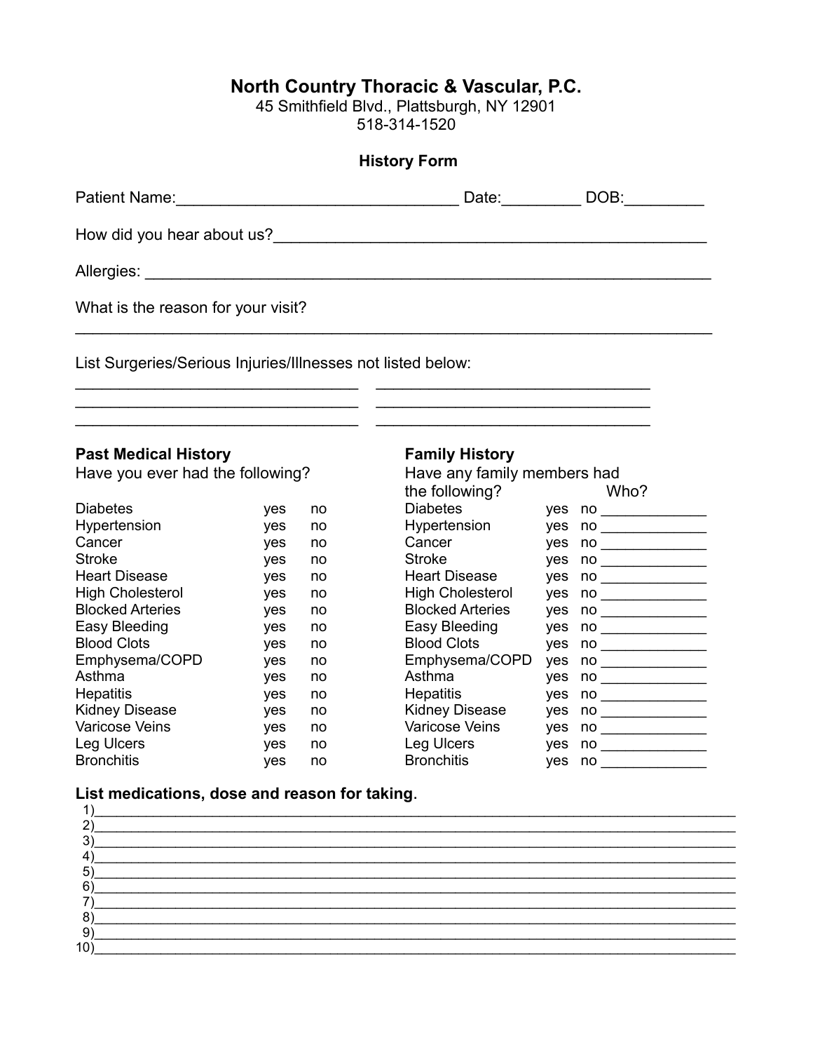# North Country Thoracic & Vascular, P.C.

45 Smithfield Blvd., Plattsburgh, NY 12901
518-314-1520

## History Form

Patient Name:_______________________________ Date:_________ DOB:_________

How did you hear about us?_______________________________________________

Allergies: _____________________________________________________________

What is the reason for your visit?
_______________________________________________________________________

List Surgeries/Serious Injuries/Illnesses not listed below:

_______________________________ _______________________________
_______________________________ _______________________________
_______________________________ _______________________________

### Past Medical History

Have you ever had the following?

| Condition | | |
|---|---|---|
| Diabetes | yes | no |
| Hypertension | yes | no |
| Cancer | yes | no |
| Stroke | yes | no |
| Heart Disease | yes | no |
| High Cholesterol | yes | no |
| Blocked Arteries | yes | no |
| Easy Bleeding | yes | no |
| Blood Clots | yes | no |
| Emphysema/COPD | yes | no |
| Asthma | yes | no |
| Hepatitis | yes | no |
| Kidney Disease | yes | no |
| Varicose Veins | yes | no |
| Leg Ulcers | yes | no |
| Bronchitis | yes | no |

### Family History

Have any family members had the following?

| Condition | | | Who? |
|---|---|---|---|
| Diabetes | yes | no | _____________ |
| Hypertension | yes | no | _____________ |
| Cancer | yes | no | _____________ |
| Stroke | yes | no | _____________ |
| Heart Disease | yes | no | _____________ |
| High Cholesterol | yes | no | _____________ |
| Blocked Arteries | yes | no | _____________ |
| Easy Bleeding | yes | no | _____________ |
| Blood Clots | yes | no | _____________ |
| Emphysema/COPD | yes | no | _____________ |
| Asthma | yes | no | _____________ |
| Hepatitis | yes | no | _____________ |
| Kidney Disease | yes | no | _____________ |
| Varicose Veins | yes | no | _____________ |
| Leg Ulcers | yes | no | _____________ |
| Bronchitis | yes | no | _____________ |

**List medications, dose and reason for taking.**

1)_____________________________________________________________________________
2)_____________________________________________________________________________
3)_____________________________________________________________________________
4)_____________________________________________________________________________
5)_____________________________________________________________________________
6)_____________________________________________________________________________
7)_____________________________________________________________________________
8)_____________________________________________________________________________
9)_____________________________________________________________________________
10)____________________________________________________________________________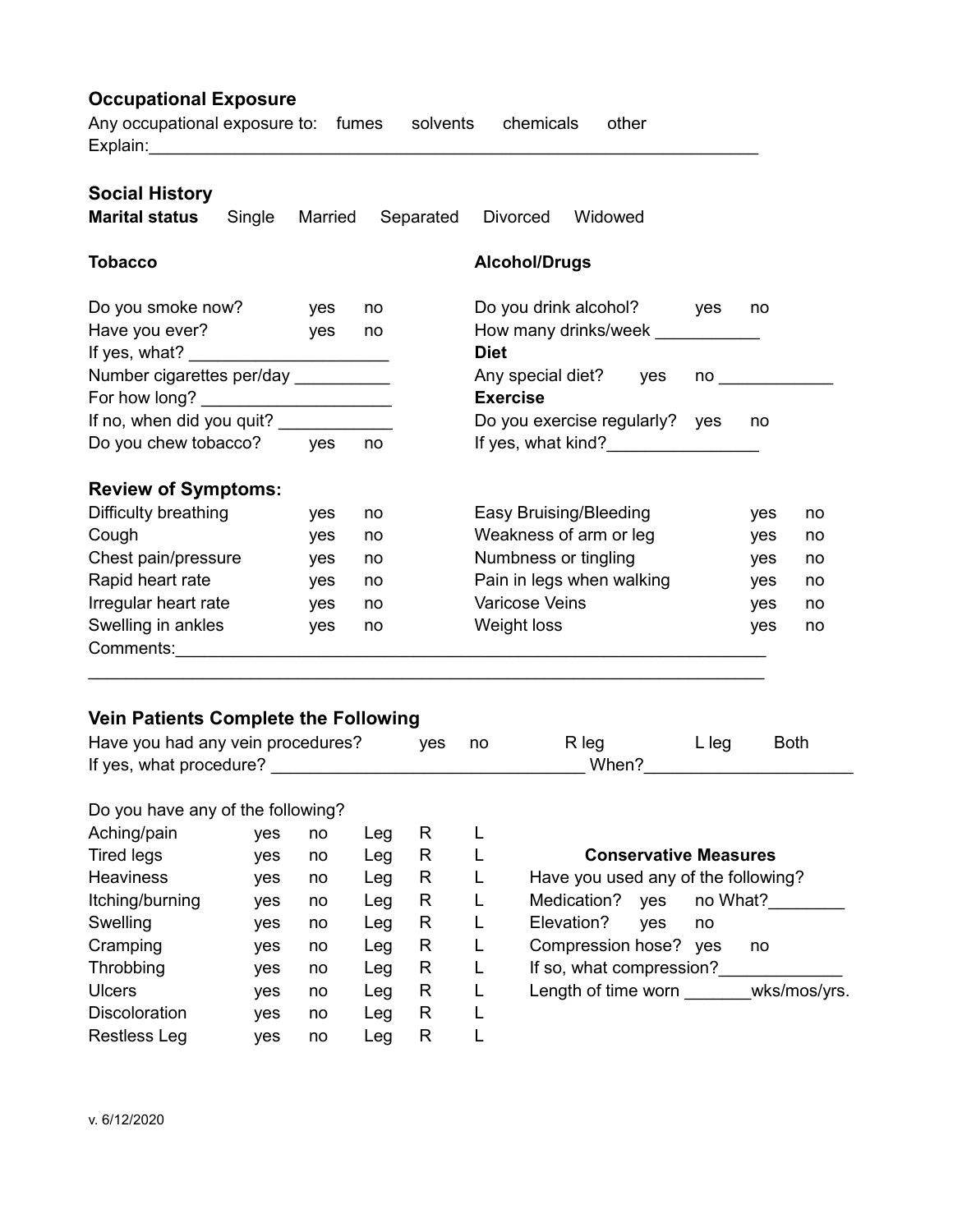## Occupational Exposure

Any occupational exposure to: fumes solvents chemicals other

Explain:_______________________________________________________________

## Social History

**Marital status** Single Married Separated Divorced Widowed

### Tobacco

Do you smoke now? yes no

Have you ever? yes no

If yes, what? ____________________

Number cigarettes per/day __________

For how long? ____________________

If no, when did you quit? ____________

Do you chew tobacco? yes no

### Alcohol/Drugs

Do you drink alcohol? yes no

How many drinks/week ___________

**Diet**

Any special diet? yes no ____________

**Exercise**

Do you exercise regularly? yes no

If yes, what kind?________________

### Review of Symptoms:

| | | |
|---|---|---|
| Difficulty breathing | yes | no |
| Cough | yes | no |
| Chest pain/pressure | yes | no |
| Rapid heart rate | yes | no |
| Irregular heart rate | yes | no |
| Swelling in ankles | yes | no |
| Easy Bruising/Bleeding | yes | no |
| Weakness of arm or leg | yes | no |
| Numbness or tingling | yes | no |
| Pain in legs when walking | yes | no |
| Varicose Veins | yes | no |
| Weight loss | yes | no |

Comments:______________________________________________________________

_______________________________________________________________________

## Vein Patients Complete the Following

Have you had any vein procedures? yes no R leg L leg Both

If yes, what procedure? ________________________________ When?_____________________

Do you have any of the following?

| | | | | | |
|---|---|---|---|---|---|
| Aching/pain | yes | no | Leg | R | L |
| Tired legs | yes | no | Leg | R | L |
| Heaviness | yes | no | Leg | R | L |
| Itching/burning | yes | no | Leg | R | L |
| Swelling | yes | no | Leg | R | L |
| Cramping | yes | no | Leg | R | L |
| Throbbing | yes | no | Leg | R | L |
| Ulcers | yes | no | Leg | R | L |
| Discoloration | yes | no | Leg | R | L |
| Restless Leg | yes | no | Leg | R | L |

**Conservative Measures**

Have you used any of the following?

Medication? yes no What?________

Elevation? yes no

Compression hose? yes no

If so, what compression?_____________

Length of time worn _______wks/mos/yrs.

v. 6/12/2020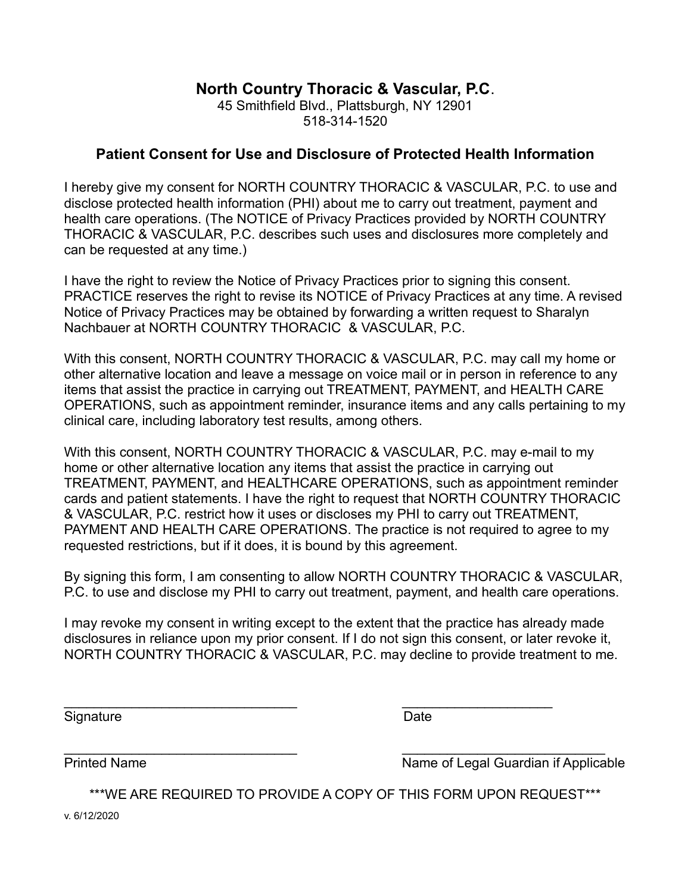# North Country Thoracic & Vascular, P.C.

45 Smithfield Blvd., Plattsburgh, NY 12901
518-314-1520

## Patient Consent for Use and Disclosure of Protected Health Information

I hereby give my consent for NORTH COUNTRY THORACIC & VASCULAR, P.C. to use and disclose protected health information (PHI) about me to carry out treatment, payment and health care operations. (The NOTICE of Privacy Practices provided by NORTH COUNTRY THORACIC & VASCULAR, P.C. describes such uses and disclosures more completely and can be requested at any time.)

I have the right to review the Notice of Privacy Practices prior to signing this consent. PRACTICE reserves the right to revise its NOTICE of Privacy Practices at any time. A revised Notice of Privacy Practices may be obtained by forwarding a written request to Sharalyn Nachbauer at NORTH COUNTRY THORACIC & VASCULAR, P.C.

With this consent, NORTH COUNTRY THORACIC & VASCULAR, P.C. may call my home or other alternative location and leave a message on voice mail or in person in reference to any items that assist the practice in carrying out TREATMENT, PAYMENT, and HEALTH CARE OPERATIONS, such as appointment reminder, insurance items and any calls pertaining to my clinical care, including laboratory test results, among others.

With this consent, NORTH COUNTRY THORACIC & VASCULAR, P.C. may e-mail to my home or other alternative location any items that assist the practice in carrying out TREATMENT, PAYMENT, and HEALTHCARE OPERATIONS, such as appointment reminder cards and patient statements. I have the right to request that NORTH COUNTRY THORACIC & VASCULAR, P.C. restrict how it uses or discloses my PHI to carry out TREATMENT, PAYMENT AND HEALTH CARE OPERATIONS. The practice is not required to agree to my requested restrictions, but if it does, it is bound by this agreement.

By signing this form, I am consenting to allow NORTH COUNTRY THORACIC & VASCULAR, P.C. to use and disclose my PHI to carry out treatment, payment, and health care operations.

I may revoke my consent in writing except to the extent that the practice has already made disclosures in reliance upon my prior consent. If I do not sign this consent, or later revoke it, NORTH COUNTRY THORACIC & VASCULAR, P.C. may decline to provide treatment to me.

_______________________________ &nbsp;&nbsp;&nbsp;&nbsp;&nbsp;&nbsp;&nbsp;&nbsp; ____________________
Signature &nbsp;&nbsp;&nbsp;&nbsp;&nbsp;&nbsp;&nbsp;&nbsp;&nbsp;&nbsp;&nbsp;&nbsp;&nbsp;&nbsp;&nbsp;&nbsp;&nbsp;&nbsp;&nbsp;&nbsp;&nbsp;&nbsp;&nbsp;&nbsp;&nbsp;&nbsp;&nbsp;&nbsp;&nbsp;&nbsp;&nbsp;&nbsp; Date

_______________________________ &nbsp;&nbsp;&nbsp;&nbsp;&nbsp;&nbsp;&nbsp;&nbsp; ___________________________
Printed Name &nbsp;&nbsp;&nbsp;&nbsp;&nbsp;&nbsp;&nbsp;&nbsp;&nbsp;&nbsp;&nbsp;&nbsp;&nbsp;&nbsp;&nbsp;&nbsp;&nbsp;&nbsp;&nbsp;&nbsp;&nbsp;&nbsp;&nbsp;&nbsp;&nbsp;&nbsp; Name of Legal Guardian if Applicable

***WE ARE REQUIRED TO PROVIDE A COPY OF THIS FORM UPON REQUEST***

v. 6/12/2020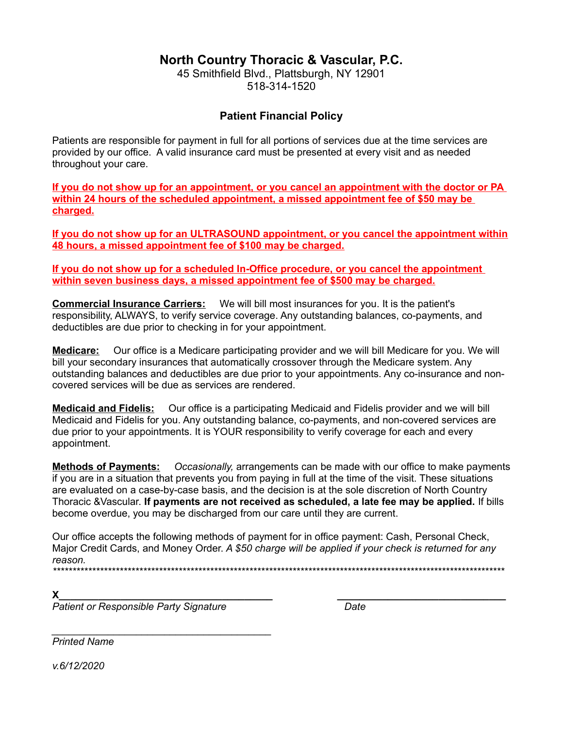# North Country Thoracic & Vascular, P.C.

45 Smithfield Blvd., Plattsburgh, NY 12901
518-314-1520

## Patient Financial Policy

Patients are responsible for payment in full for all portions of services due at the time services are provided by our office. A valid insurance card must be presented at every visit and as needed throughout your care.

**If you do not show up for an appointment, or you cancel an appointment with the doctor or PA within 24 hours of the scheduled appointment, a missed appointment fee of $50 may be charged.**

**If you do not show up for an ULTRASOUND appointment, or you cancel the appointment within 48 hours, a missed appointment fee of $100 may be charged.**

**If you do not show up for a scheduled In-Office procedure, or you cancel the appointment within seven business days, a missed appointment fee of $500 may be charged.**

**Commercial Insurance Carriers:** We will bill most insurances for you. It is the patient's responsibility, ALWAYS, to verify service coverage. Any outstanding balances, co-payments, and deductibles are due prior to checking in for your appointment.

**Medicare:** Our office is a Medicare participating provider and we will bill Medicare for you. We will bill your secondary insurances that automatically crossover through the Medicare system. Any outstanding balances and deductibles are due prior to your appointments. Any co-insurance and non-covered services will be due as services are rendered.

**Medicaid and Fidelis:** Our office is a participating Medicaid and Fidelis provider and we will bill Medicaid and Fidelis for you. Any outstanding balance, co-payments, and non-covered services are due prior to your appointments. It is YOUR responsibility to verify coverage for each and every appointment.

**Methods of Payments:** *Occasionally,* arrangements can be made with our office to make payments if you are in a situation that prevents you from paying in full at the time of the visit. These situations are evaluated on a case-by-case basis, and the decision is at the sole discretion of North Country Thoracic &Vascular. **If payments are not received as scheduled, a late fee may be applied.** If bills become overdue, you may be discharged from our care until they are current.

Our office accepts the following methods of payment for in office payment: Cash, Personal Check, Major Credit Cards, and Money Order. *A $50 charge will be applied if your check is returned for any reason.*

**************************************************************************************************************

X______________________________________ ______________________________

*Patient or Responsible Party Signature* *Date*

______________________________________

*Printed Name*

*v.6/12/2020*